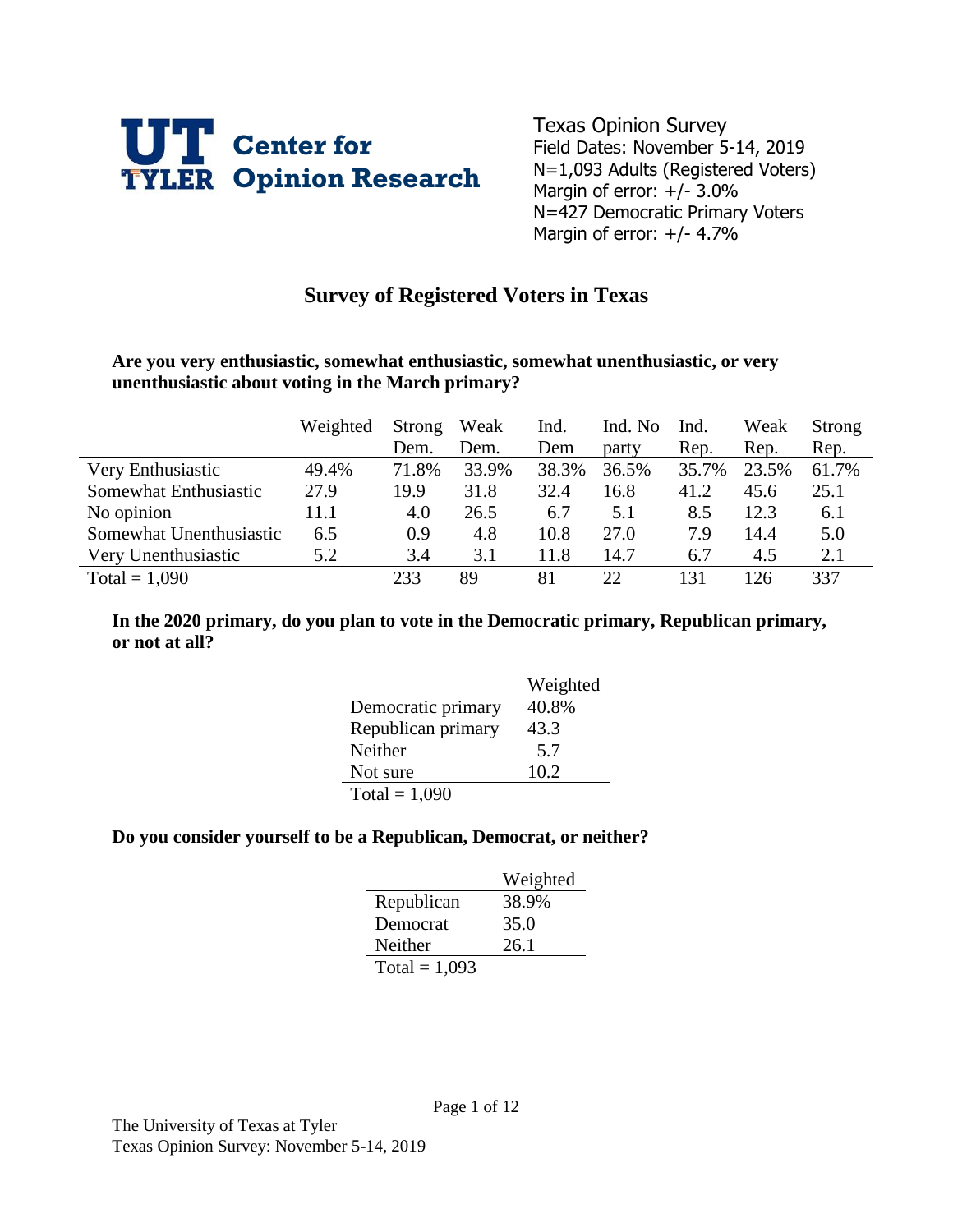UT TYLER Center for Opinion Research

Texas Opinion Survey
Field Dates: November 5-14, 2019
N=1,093 Adults (Registered Voters)
Margin of error: +/- 3.0%
N=427 Democratic Primary Voters
Margin of error: +/- 4.7%

## Survey of Registered Voters in Texas

**Are you very enthusiastic, somewhat enthusiastic, somewhat unenthusiastic, or very unenthusiastic about voting in the March primary?**

| | Weighted | Strong Dem. | Weak Dem. | Ind. Dem | Ind. No party | Ind. Rep. | Weak Rep. | Strong Rep. |
|---|---|---|---|---|---|---|---|---|
| Very Enthusiastic | 49.4% | 71.8% | 33.9% | 38.3% | 36.5% | 35.7% | 23.5% | 61.7% |
| Somewhat Enthusiastic | 27.9 | 19.9 | 31.8 | 32.4 | 16.8 | 41.2 | 45.6 | 25.1 |
| No opinion | 11.1 | 4.0 | 26.5 | 6.7 | 5.1 | 8.5 | 12.3 | 6.1 |
| Somewhat Unenthusiastic | 6.5 | 0.9 | 4.8 | 10.8 | 27.0 | 7.9 | 14.4 | 5.0 |
| Very Unenthusiastic | 5.2 | 3.4 | 3.1 | 11.8 | 14.7 | 6.7 | 4.5 | 2.1 |
| Total = 1,090 | | 233 | 89 | 81 | 22 | 131 | 126 | 337 |

**In the 2020 primary, do you plan to vote in the Democratic primary, Republican primary, or not at all?**

| | Weighted |
|---|---|
| Democratic primary | 40.8% |
| Republican primary | 43.3 |
| Neither | 5.7 |
| Not sure | 10.2 |
| Total = 1,090 | |

**Do you consider yourself to be a Republican, Democrat, or neither?**

| | Weighted |
|---|---|
| Republican | 38.9% |
| Democrat | 35.0 |
| Neither | 26.1 |
| Total = 1,093 | |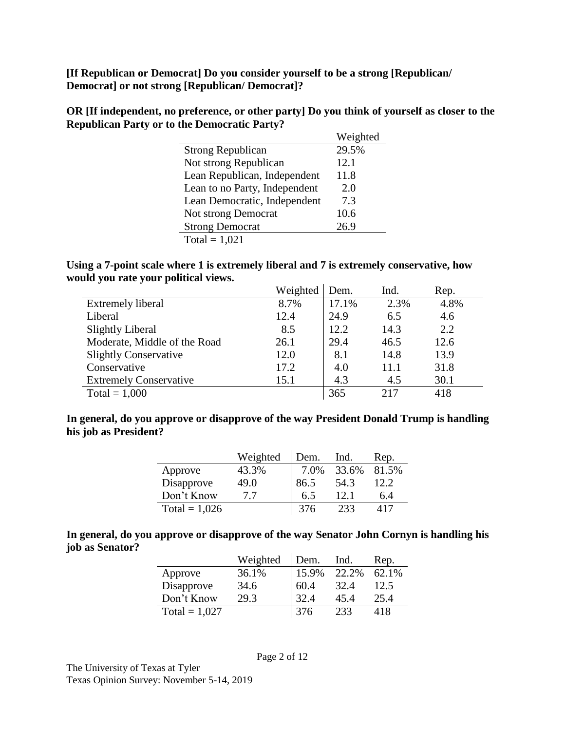**[If Republican or Democrat] Do you consider yourself to be a strong [Republican/ Democrat] or not strong [Republican/ Democrat]?**

**OR [If independent, no preference, or other party] Do you think of yourself as closer to the Republican Party or to the Democratic Party?**

| | Weighted |
|---|---|
| Strong Republican | 29.5% |
| Not strong Republican | 12.1 |
| Lean Republican, Independent | 11.8 |
| Lean to no Party, Independent | 2.0 |
| Lean Democratic, Independent | 7.3 |
| Not strong Democrat | 10.6 |
| Strong Democrat | 26.9 |
| Total = 1,021 | |

**Using a 7-point scale where 1 is extremely liberal and 7 is extremely conservative, how would you rate your political views.**

| | Weighted | Dem. | Ind. | Rep. |
|---|---|---|---|---|
| Extremely liberal | 8.7% | 17.1% | 2.3% | 4.8% |
| Liberal | 12.4 | 24.9 | 6.5 | 4.6 |
| Slightly Liberal | 8.5 | 12.2 | 14.3 | 2.2 |
| Moderate, Middle of the Road | 26.1 | 29.4 | 46.5 | 12.6 |
| Slightly Conservative | 12.0 | 8.1 | 14.8 | 13.9 |
| Conservative | 17.2 | 4.0 | 11.1 | 31.8 |
| Extremely Conservative | 15.1 | 4.3 | 4.5 | 30.1 |
| Total = 1,000 | | 365 | 217 | 418 |

**In general, do you approve or disapprove of the way President Donald Trump is handling his job as President?**

| | Weighted | Dem. | Ind. | Rep. |
|---|---|---|---|---|
| Approve | 43.3% | 7.0% | 33.6% | 81.5% |
| Disapprove | 49.0 | 86.5 | 54.3 | 12.2 |
| Don't Know | 7.7 | 6.5 | 12.1 | 6.4 |
| Total = 1,026 | | 376 | 233 | 417 |

**In general, do you approve or disapprove of the way Senator John Cornyn is handling his job as Senator?**

| | Weighted | Dem. | Ind. | Rep. |
|---|---|---|---|---|
| Approve | 36.1% | 15.9% | 22.2% | 62.1% |
| Disapprove | 34.6 | 60.4 | 32.4 | 12.5 |
| Don't Know | 29.3 | 32.4 | 45.4 | 25.4 |
| Total = 1,027 | | 376 | 233 | 418 |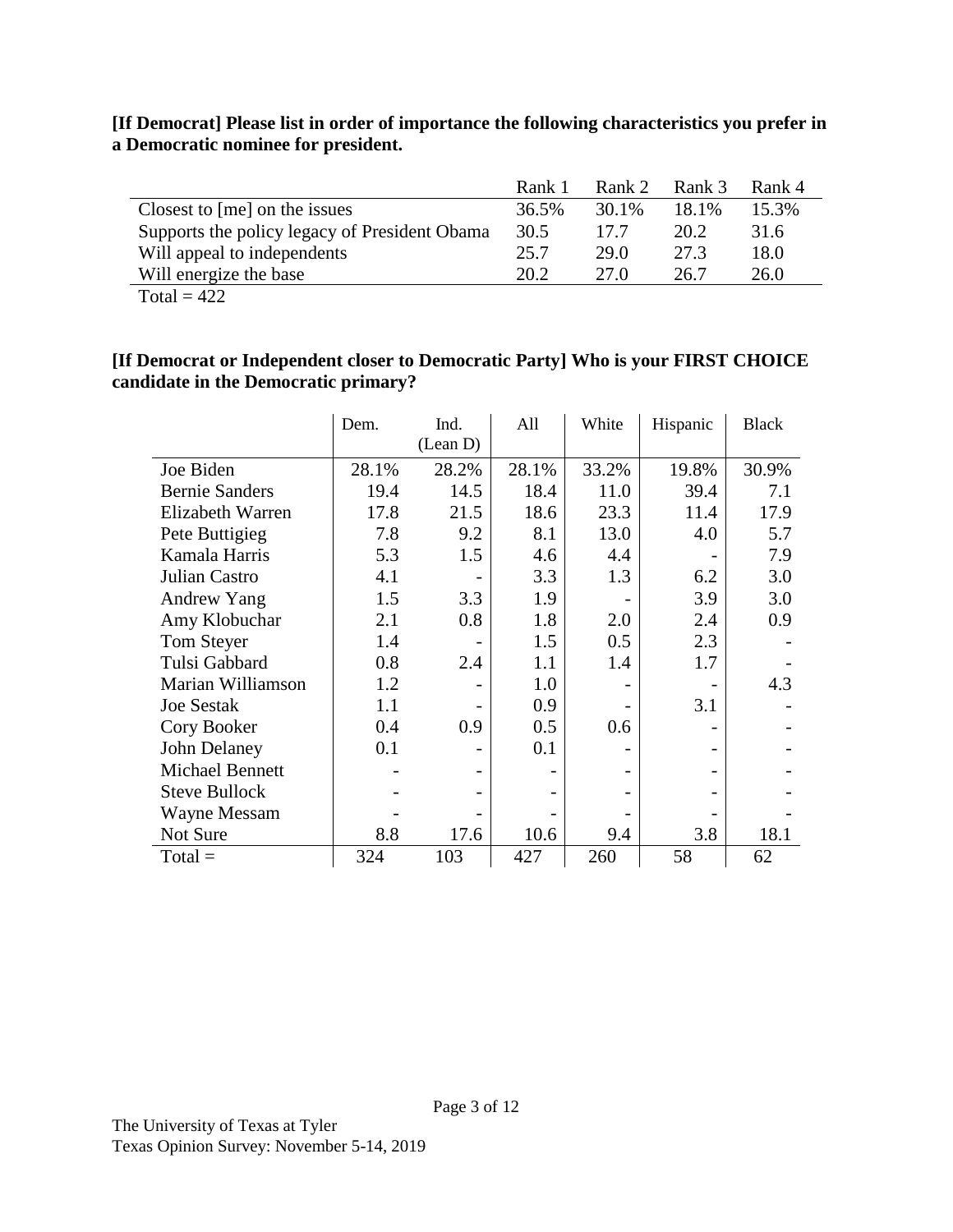**[If Democrat] Please list in order of importance the following characteristics you prefer in a Democratic nominee for president.**

| | Rank 1 | Rank 2 | Rank 3 | Rank 4 |
|---|---|---|---|---|
| Closest to [me] on the issues | 36.5% | 30.1% | 18.1% | 15.3% |
| Supports the policy legacy of President Obama | 30.5 | 17.7 | 20.2 | 31.6 |
| Will appeal to independents | 25.7 | 29.0 | 27.3 | 18.0 |
| Will energize the base | 20.2 | 27.0 | 26.7 | 26.0 |

Total = 422

**[If Democrat or Independent closer to Democratic Party] Who is your FIRST CHOICE candidate in the Democratic primary?**

| | Dem. | Ind. (Lean D) | All | White | Hispanic | Black |
|---|---|---|---|---|---|---|
| Joe Biden | 28.1% | 28.2% | 28.1% | 33.2% | 19.8% | 30.9% |
| Bernie Sanders | 19.4 | 14.5 | 18.4 | 11.0 | 39.4 | 7.1 |
| Elizabeth Warren | 17.8 | 21.5 | 18.6 | 23.3 | 11.4 | 17.9 |
| Pete Buttigieg | 7.8 | 9.2 | 8.1 | 13.0 | 4.0 | 5.7 |
| Kamala Harris | 5.3 | 1.5 | 4.6 | 4.4 | - | 7.9 |
| Julian Castro | 4.1 | - | 3.3 | 1.3 | 6.2 | 3.0 |
| Andrew Yang | 1.5 | 3.3 | 1.9 | - | 3.9 | 3.0 |
| Amy Klobuchar | 2.1 | 0.8 | 1.8 | 2.0 | 2.4 | 0.9 |
| Tom Steyer | 1.4 | - | 1.5 | 0.5 | 2.3 | - |
| Tulsi Gabbard | 0.8 | 2.4 | 1.1 | 1.4 | 1.7 | - |
| Marian Williamson | 1.2 | - | 1.0 | - | - | 4.3 |
| Joe Sestak | 1.1 | - | 0.9 | - | 3.1 | - |
| Cory Booker | 0.4 | 0.9 | 0.5 | 0.6 | - | - |
| John Delaney | 0.1 | - | 0.1 | - | - | - |
| Michael Bennett | - | - | - | - | - | - |
| Steve Bullock | - | - | - | - | - | - |
| Wayne Messam | - | - | - | - | - | - |
| Not Sure | 8.8 | 17.6 | 10.6 | 9.4 | 3.8 | 18.1 |
| Total = | 324 | 103 | 427 | 260 | 58 | 62 |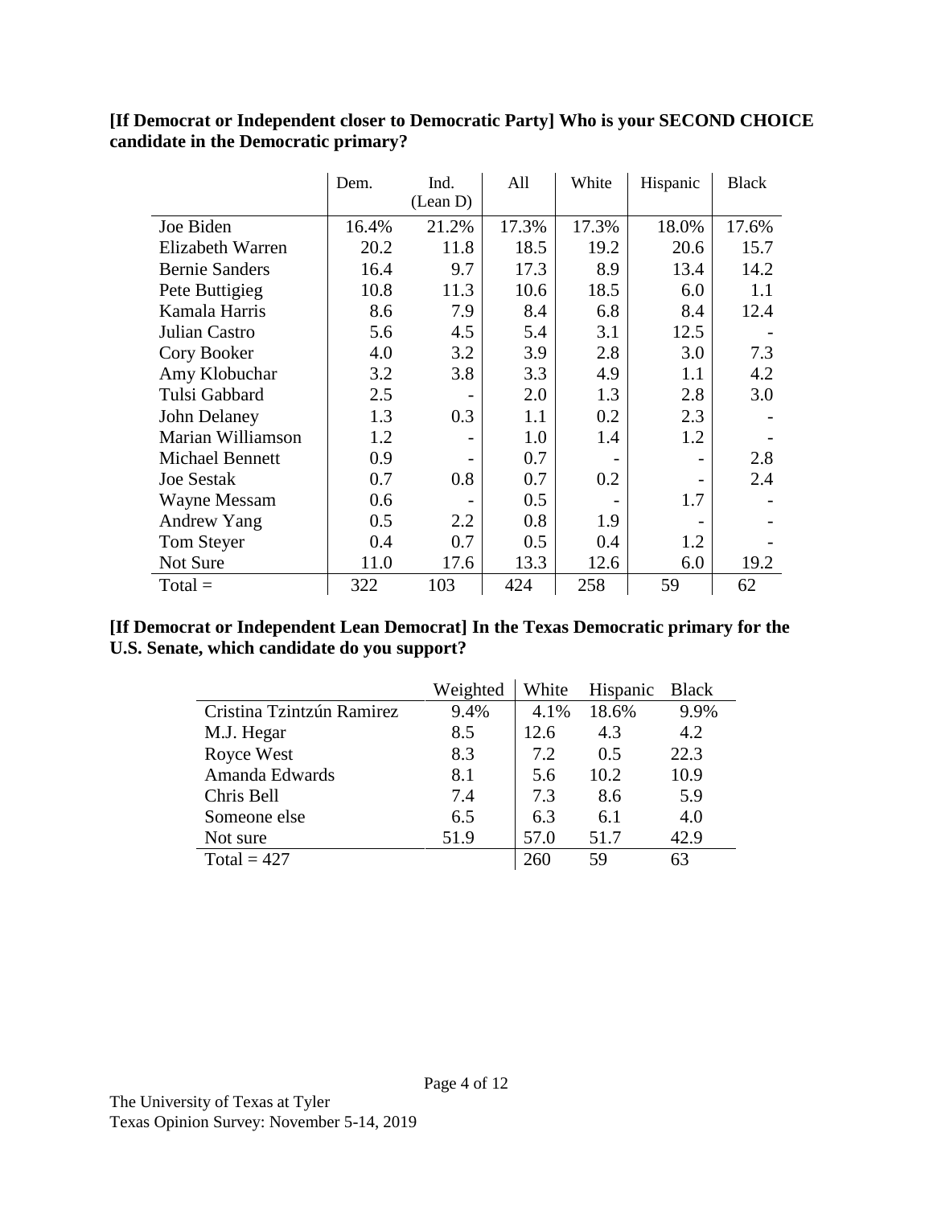**[If Democrat or Independent closer to Democratic Party] Who is your SECOND CHOICE candidate in the Democratic primary?**

| | Dem. | Ind. (Lean D) | All | White | Hispanic | Black |
|---|---|---|---|---|---|---|
| Joe Biden | 16.4% | 21.2% | 17.3% | 17.3% | 18.0% | 17.6% |
| Elizabeth Warren | 20.2 | 11.8 | 18.5 | 19.2 | 20.6 | 15.7 |
| Bernie Sanders | 16.4 | 9.7 | 17.3 | 8.9 | 13.4 | 14.2 |
| Pete Buttigieg | 10.8 | 11.3 | 10.6 | 18.5 | 6.0 | 1.1 |
| Kamala Harris | 8.6 | 7.9 | 8.4 | 6.8 | 8.4 | 12.4 |
| Julian Castro | 5.6 | 4.5 | 5.4 | 3.1 | 12.5 | - |
| Cory Booker | 4.0 | 3.2 | 3.9 | 2.8 | 3.0 | 7.3 |
| Amy Klobuchar | 3.2 | 3.8 | 3.3 | 4.9 | 1.1 | 4.2 |
| Tulsi Gabbard | 2.5 | - | 2.0 | 1.3 | 2.8 | 3.0 |
| John Delaney | 1.3 | 0.3 | 1.1 | 0.2 | 2.3 | - |
| Marian Williamson | 1.2 | - | 1.0 | 1.4 | 1.2 | - |
| Michael Bennett | 0.9 | - | 0.7 | - | - | 2.8 |
| Joe Sestak | 0.7 | 0.8 | 0.7 | 0.2 | - | 2.4 |
| Wayne Messam | 0.6 | - | 0.5 | - | 1.7 | - |
| Andrew Yang | 0.5 | 2.2 | 0.8 | 1.9 | - | - |
| Tom Steyer | 0.4 | 0.7 | 0.5 | 0.4 | 1.2 | - |
| Not Sure | 11.0 | 17.6 | 13.3 | 12.6 | 6.0 | 19.2 |
| Total = | 322 | 103 | 424 | 258 | 59 | 62 |

**[If Democrat or Independent Lean Democrat] In the Texas Democratic primary for the U.S. Senate, which candidate do you support?**

| | Weighted | White | Hispanic | Black |
|---|---|---|---|---|
| Cristina Tzintzún Ramirez | 9.4% | 4.1% | 18.6% | 9.9% |
| M.J. Hegar | 8.5 | 12.6 | 4.3 | 4.2 |
| Royce West | 8.3 | 7.2 | 0.5 | 22.3 |
| Amanda Edwards | 8.1 | 5.6 | 10.2 | 10.9 |
| Chris Bell | 7.4 | 7.3 | 8.6 | 5.9 |
| Someone else | 6.5 | 6.3 | 6.1 | 4.0 |
| Not sure | 51.9 | 57.0 | 51.7 | 42.9 |
| Total = 427 | | 260 | 59 | 63 |

The University of Texas at Tyler
Texas Opinion Survey: November 5-14, 2019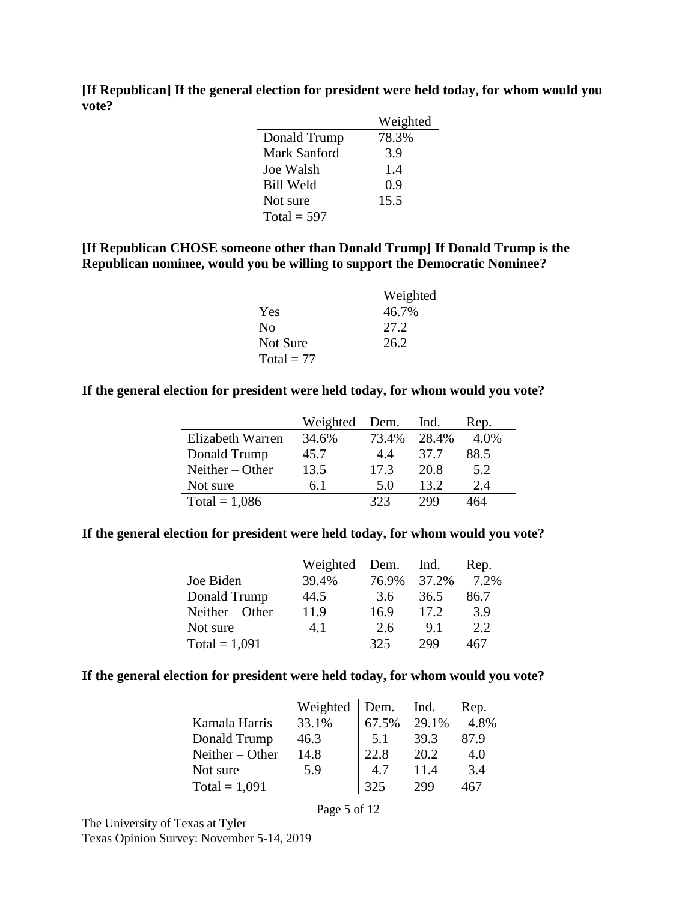**[If Republican] If the general election for president were held today, for whom would you vote?**

| | Weighted |
|---|---|
| Donald Trump | 78.3% |
| Mark Sanford | 3.9 |
| Joe Walsh | 1.4 |
| Bill Weld | 0.9 |
| Not sure | 15.5 |
| Total = 597 | |

**[If Republican CHOSE someone other than Donald Trump] If Donald Trump is the Republican nominee, would you be willing to support the Democratic Nominee?**

| | Weighted |
|---|---|
| Yes | 46.7% |
| No | 27.2 |
| Not Sure | 26.2 |
| Total = 77 | |

**If the general election for president were held today, for whom would you vote?**

| | Weighted | Dem. | Ind. | Rep. |
|---|---|---|---|---|
| Elizabeth Warren | 34.6% | 73.4% | 28.4% | 4.0% |
| Donald Trump | 45.7 | 4.4 | 37.7 | 88.5 |
| Neither – Other | 13.5 | 17.3 | 20.8 | 5.2 |
| Not sure | 6.1 | 5.0 | 13.2 | 2.4 |
| Total = 1,086 | | 323 | 299 | 464 |

**If the general election for president were held today, for whom would you vote?**

| | Weighted | Dem. | Ind. | Rep. |
|---|---|---|---|---|
| Joe Biden | 39.4% | 76.9% | 37.2% | 7.2% |
| Donald Trump | 44.5 | 3.6 | 36.5 | 86.7 |
| Neither – Other | 11.9 | 16.9 | 17.2 | 3.9 |
| Not sure | 4.1 | 2.6 | 9.1 | 2.2 |
| Total = 1,091 | | 325 | 299 | 467 |

**If the general election for president were held today, for whom would you vote?**

| | Weighted | Dem. | Ind. | Rep. |
|---|---|---|---|---|
| Kamala Harris | 33.1% | 67.5% | 29.1% | 4.8% |
| Donald Trump | 46.3 | 5.1 | 39.3 | 87.9 |
| Neither – Other | 14.8 | 22.8 | 20.2 | 4.0 |
| Not sure | 5.9 | 4.7 | 11.4 | 3.4 |
| Total = 1,091 | | 325 | 299 | 467 |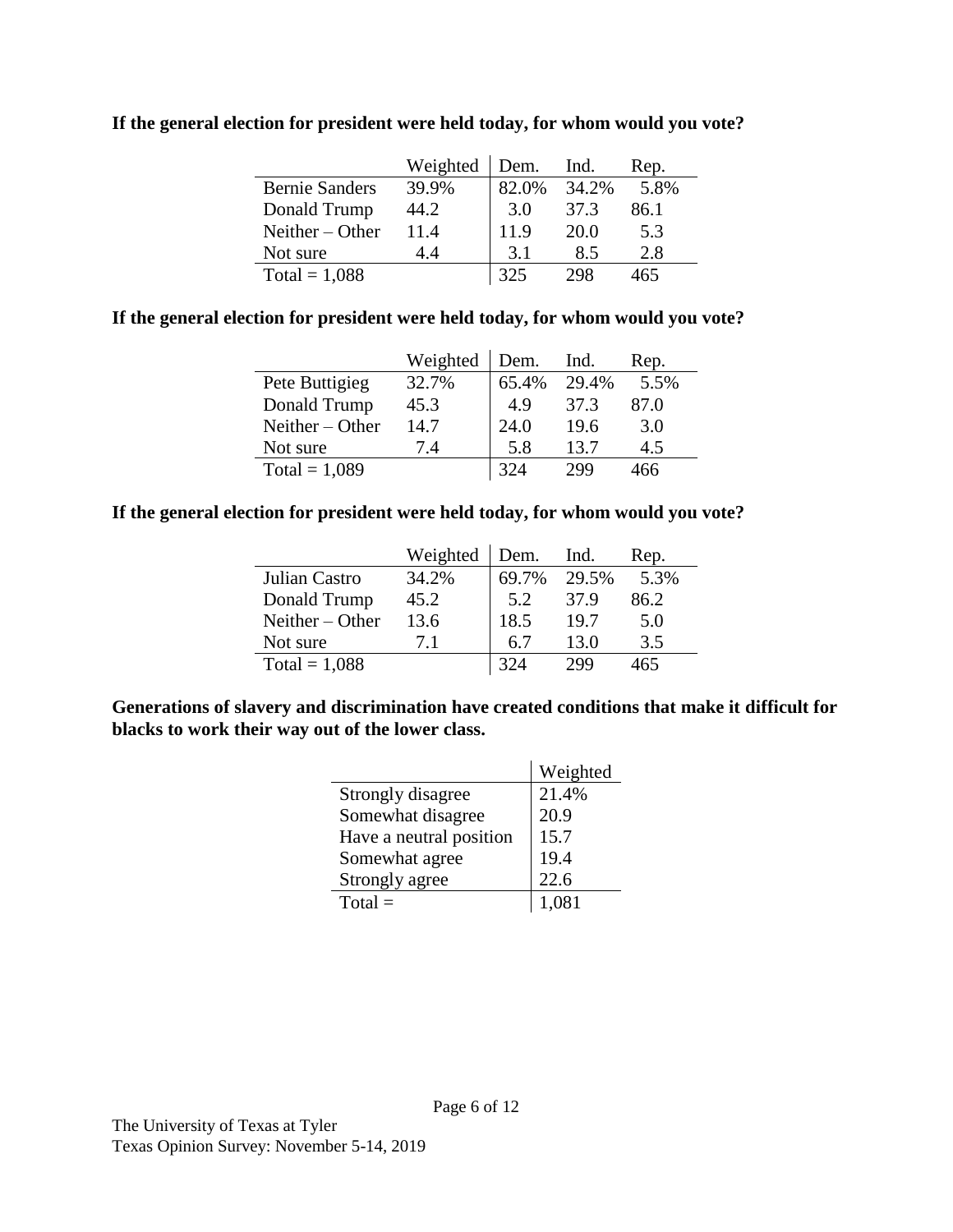**If the general election for president were held today, for whom would you vote?**

| | Weighted | Dem. | Ind. | Rep. |
|---|---|---|---|---|
| Bernie Sanders | 39.9% | 82.0% | 34.2% | 5.8% |
| Donald Trump | 44.2 | 3.0 | 37.3 | 86.1 |
| Neither – Other | 11.4 | 11.9 | 20.0 | 5.3 |
| Not sure | 4.4 | 3.1 | 8.5 | 2.8 |
| Total = 1,088 | | 325 | 298 | 465 |

**If the general election for president were held today, for whom would you vote?**

| | Weighted | Dem. | Ind. | Rep. |
|---|---|---|---|---|
| Pete Buttigieg | 32.7% | 65.4% | 29.4% | 5.5% |
| Donald Trump | 45.3 | 4.9 | 37.3 | 87.0 |
| Neither – Other | 14.7 | 24.0 | 19.6 | 3.0 |
| Not sure | 7.4 | 5.8 | 13.7 | 4.5 |
| Total = 1,089 | | 324 | 299 | 466 |

**If the general election for president were held today, for whom would you vote?**

| | Weighted | Dem. | Ind. | Rep. |
|---|---|---|---|---|
| Julian Castro | 34.2% | 69.7% | 29.5% | 5.3% |
| Donald Trump | 45.2 | 5.2 | 37.9 | 86.2 |
| Neither – Other | 13.6 | 18.5 | 19.7 | 5.0 |
| Not sure | 7.1 | 6.7 | 13.0 | 3.5 |
| Total = 1,088 | | 324 | 299 | 465 |

**Generations of slavery and discrimination have created conditions that make it difficult for blacks to work their way out of the lower class.**

| | Weighted |
|---|---|
| Strongly disagree | 21.4% |
| Somewhat disagree | 20.9 |
| Have a neutral position | 15.7 |
| Somewhat agree | 19.4 |
| Strongly agree | 22.6 |
| Total = | 1,081 |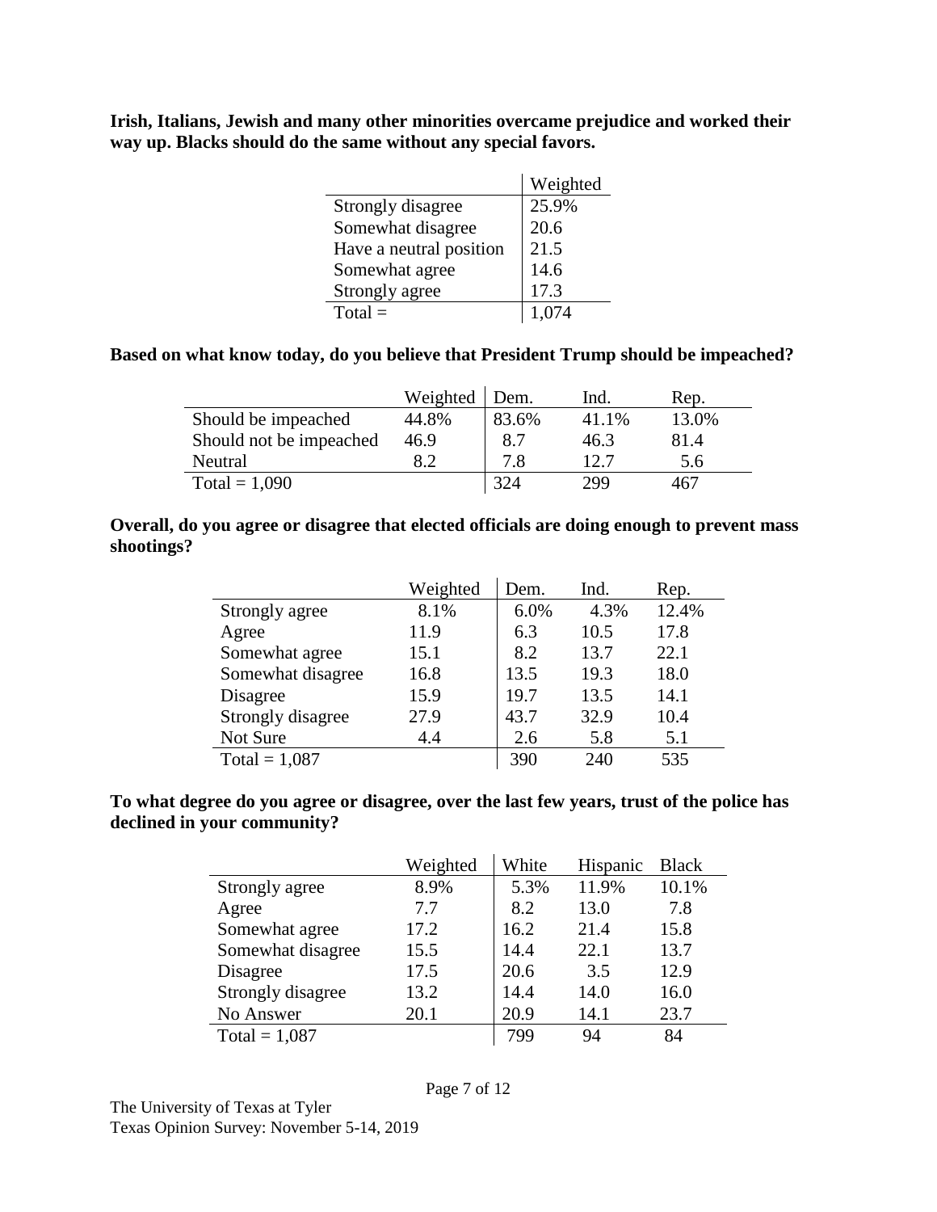**Irish, Italians, Jewish and many other minorities overcame prejudice and worked their way up. Blacks should do the same without any special favors.**

| | Weighted |
|---|---|
| Strongly disagree | 25.9% |
| Somewhat disagree | 20.6 |
| Have a neutral position | 21.5 |
| Somewhat agree | 14.6 |
| Strongly agree | 17.3 |
| Total = | 1,074 |

**Based on what know today, do you believe that President Trump should be impeached?**

| | Weighted | Dem. | Ind. | Rep. |
|---|---|---|---|---|
| Should be impeached | 44.8% | 83.6% | 41.1% | 13.0% |
| Should not be impeached | 46.9 | 8.7 | 46.3 | 81.4 |
| Neutral | 8.2 | 7.8 | 12.7 | 5.6 |
| Total = 1,090 | | 324 | 299 | 467 |

**Overall, do you agree or disagree that elected officials are doing enough to prevent mass shootings?**

| | Weighted | Dem. | Ind. | Rep. |
|---|---|---|---|---|
| Strongly agree | 8.1% | 6.0% | 4.3% | 12.4% |
| Agree | 11.9 | 6.3 | 10.5 | 17.8 |
| Somewhat agree | 15.1 | 8.2 | 13.7 | 22.1 |
| Somewhat disagree | 16.8 | 13.5 | 19.3 | 18.0 |
| Disagree | 15.9 | 19.7 | 13.5 | 14.1 |
| Strongly disagree | 27.9 | 43.7 | 32.9 | 10.4 |
| Not Sure | 4.4 | 2.6 | 5.8 | 5.1 |
| Total = 1,087 | | 390 | 240 | 535 |

**To what degree do you agree or disagree, over the last few years, trust of the police has declined in your community?**

| | Weighted | White | Hispanic | Black |
|---|---|---|---|---|
| Strongly agree | 8.9% | 5.3% | 11.9% | 10.1% |
| Agree | 7.7 | 8.2 | 13.0 | 7.8 |
| Somewhat agree | 17.2 | 16.2 | 21.4 | 15.8 |
| Somewhat disagree | 15.5 | 14.4 | 22.1 | 13.7 |
| Disagree | 17.5 | 20.6 | 3.5 | 12.9 |
| Strongly disagree | 13.2 | 14.4 | 14.0 | 16.0 |
| No Answer | 20.1 | 20.9 | 14.1 | 23.7 |
| Total = 1,087 | | 799 | 94 | 84 |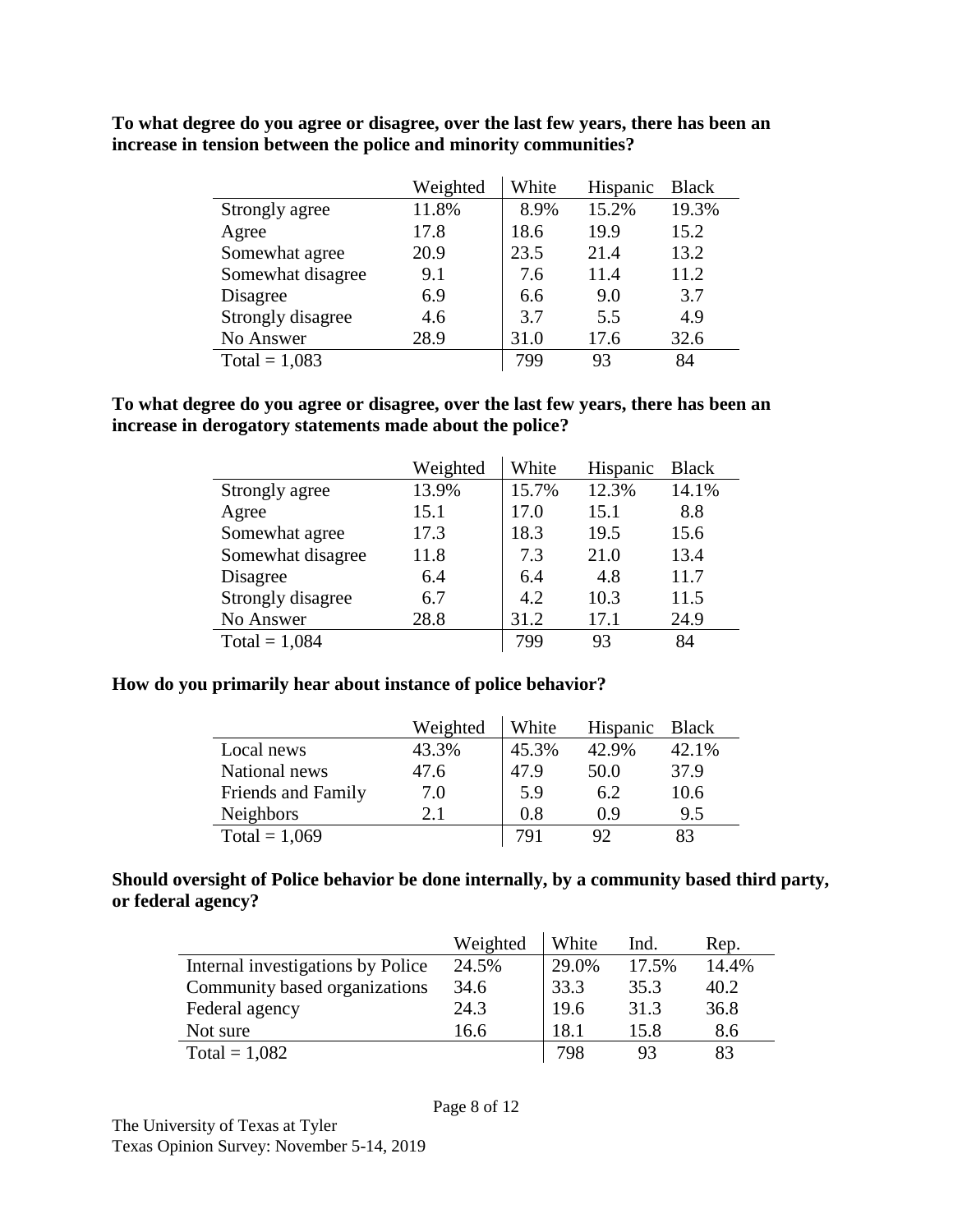**To what degree do you agree or disagree, over the last few years, there has been an increase in tension between the police and minority communities?**

| | Weighted | White | Hispanic | Black |
|---|---|---|---|---|
| Strongly agree | 11.8% | 8.9% | 15.2% | 19.3% |
| Agree | 17.8 | 18.6 | 19.9 | 15.2 |
| Somewhat agree | 20.9 | 23.5 | 21.4 | 13.2 |
| Somewhat disagree | 9.1 | 7.6 | 11.4 | 11.2 |
| Disagree | 6.9 | 6.6 | 9.0 | 3.7 |
| Strongly disagree | 4.6 | 3.7 | 5.5 | 4.9 |
| No Answer | 28.9 | 31.0 | 17.6 | 32.6 |
| Total = 1,083 | | 799 | 93 | 84 |

**To what degree do you agree or disagree, over the last few years, there has been an increase in derogatory statements made about the police?**

| | Weighted | White | Hispanic | Black |
|---|---|---|---|---|
| Strongly agree | 13.9% | 15.7% | 12.3% | 14.1% |
| Agree | 15.1 | 17.0 | 15.1 | 8.8 |
| Somewhat agree | 17.3 | 18.3 | 19.5 | 15.6 |
| Somewhat disagree | 11.8 | 7.3 | 21.0 | 13.4 |
| Disagree | 6.4 | 6.4 | 4.8 | 11.7 |
| Strongly disagree | 6.7 | 4.2 | 10.3 | 11.5 |
| No Answer | 28.8 | 31.2 | 17.1 | 24.9 |
| Total = 1,084 | | 799 | 93 | 84 |

**How do you primarily hear about instance of police behavior?**

| | Weighted | White | Hispanic | Black |
|---|---|---|---|---|
| Local news | 43.3% | 45.3% | 42.9% | 42.1% |
| National news | 47.6 | 47.9 | 50.0 | 37.9 |
| Friends and Family | 7.0 | 5.9 | 6.2 | 10.6 |
| Neighbors | 2.1 | 0.8 | 0.9 | 9.5 |
| Total = 1,069 | | 791 | 92 | 83 |

**Should oversight of Police behavior be done internally, by a community based third party, or federal agency?**

| | Weighted | White | Ind. | Rep. |
|---|---|---|---|---|
| Internal investigations by Police | 24.5% | 29.0% | 17.5% | 14.4% |
| Community based organizations | 34.6 | 33.3 | 35.3 | 40.2 |
| Federal agency | 24.3 | 19.6 | 31.3 | 36.8 |
| Not sure | 16.6 | 18.1 | 15.8 | 8.6 |
| Total = 1,082 | | 798 | 93 | 83 |

The University of Texas at Tyler
Texas Opinion Survey: November 5-14, 2019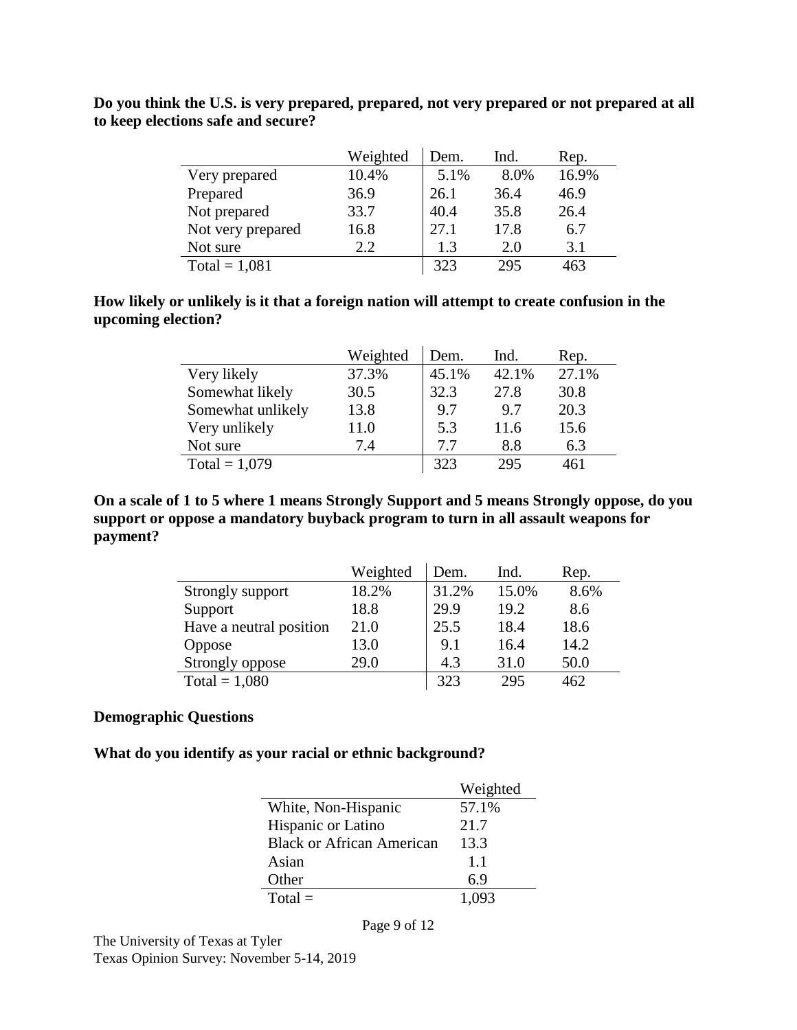**Do you think the U.S. is very prepared, prepared, not very prepared or not prepared at all to keep elections safe and secure?**

| | Weighted | Dem. | Ind. | Rep. |
|---|---|---|---|---|
| Very prepared | 10.4% | 5.1% | 8.0% | 16.9% |
| Prepared | 36.9 | 26.1 | 36.4 | 46.9 |
| Not prepared | 33.7 | 40.4 | 35.8 | 26.4 |
| Not very prepared | 16.8 | 27.1 | 17.8 | 6.7 |
| Not sure | 2.2 | 1.3 | 2.0 | 3.1 |
| Total = 1,081 | | 323 | 295 | 463 |

**How likely or unlikely is it that a foreign nation will attempt to create confusion in the upcoming election?**

| | Weighted | Dem. | Ind. | Rep. |
|---|---|---|---|---|
| Very likely | 37.3% | 45.1% | 42.1% | 27.1% |
| Somewhat likely | 30.5 | 32.3 | 27.8 | 30.8 |
| Somewhat unlikely | 13.8 | 9.7 | 9.7 | 20.3 |
| Very unlikely | 11.0 | 5.3 | 11.6 | 15.6 |
| Not sure | 7.4 | 7.7 | 8.8 | 6.3 |
| Total = 1,079 | | 323 | 295 | 461 |

**On a scale of 1 to 5 where 1 means Strongly Support and 5 means Strongly oppose, do you support or oppose a mandatory buyback program to turn in all assault weapons for payment?**

| | Weighted | Dem. | Ind. | Rep. |
|---|---|---|---|---|
| Strongly support | 18.2% | 31.2% | 15.0% | 8.6% |
| Support | 18.8 | 29.9 | 19.2 | 8.6 |
| Have a neutral position | 21.0 | 25.5 | 18.4 | 18.6 |
| Oppose | 13.0 | 9.1 | 16.4 | 14.2 |
| Strongly oppose | 29.0 | 4.3 | 31.0 | 50.0 |
| Total = 1,080 | | 323 | 295 | 462 |

**Demographic Questions**

**What do you identify as your racial or ethnic background?**

| | Weighted |
|---|---|
| White, Non-Hispanic | 57.1% |
| Hispanic or Latino | 21.7 |
| Black or African American | 13.3 |
| Asian | 1.1 |
| Other | 6.9 |
| Total = | 1,093 |

The University of Texas at Tyler
Texas Opinion Survey: November 5-14, 2019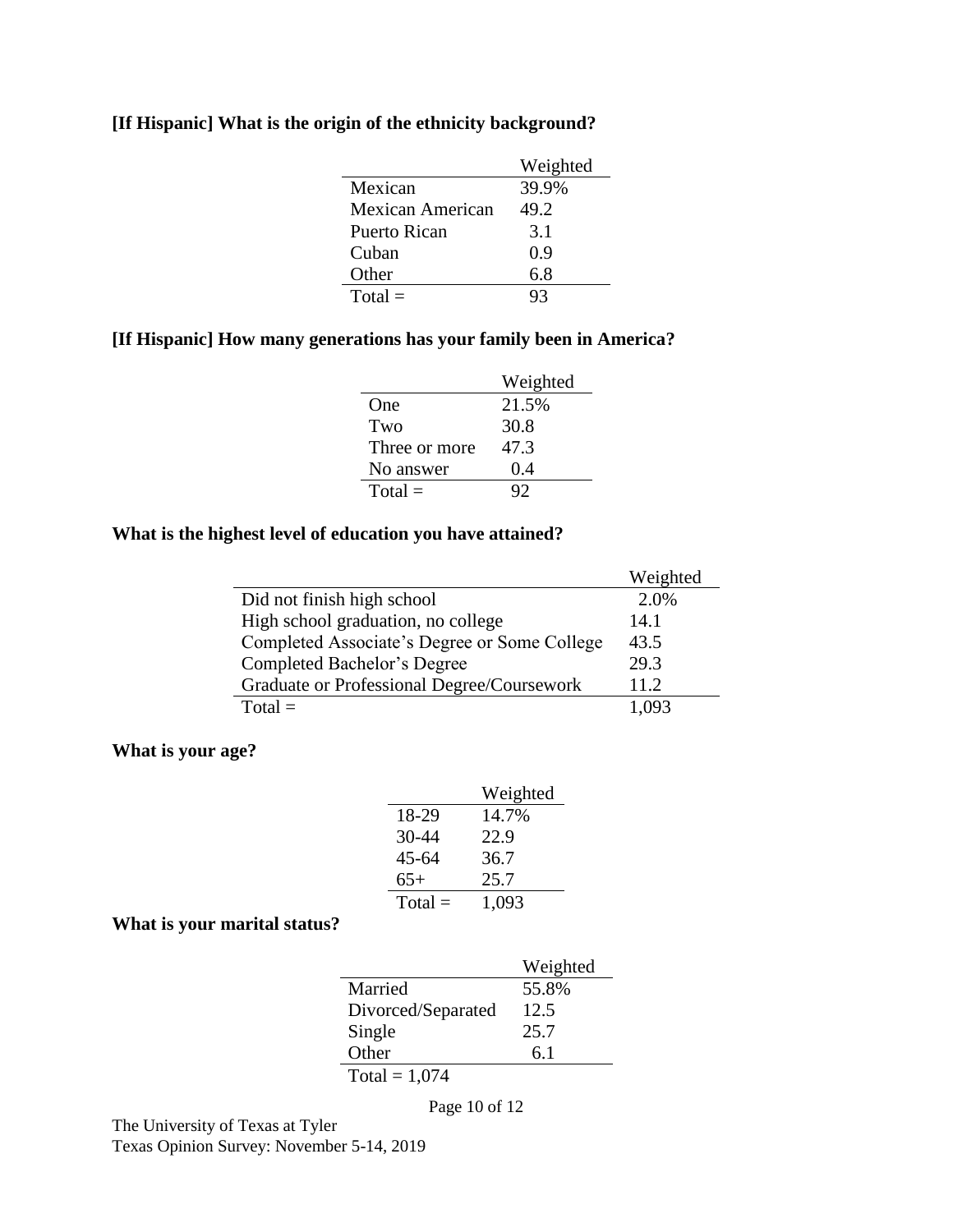**[If Hispanic] What is the origin of the ethnicity background?**

| | Weighted |
|---|---|
| Mexican | 39.9% |
| Mexican American | 49.2 |
| Puerto Rican | 3.1 |
| Cuban | 0.9 |
| Other | 6.8 |
| Total = | 93 |

**[If Hispanic] How many generations has your family been in America?**

| | Weighted |
|---|---|
| One | 21.5% |
| Two | 30.8 |
| Three or more | 47.3 |
| No answer | 0.4 |
| Total = | 92 |

**What is the highest level of education you have attained?**

| | Weighted |
|---|---|
| Did not finish high school | 2.0% |
| High school graduation, no college | 14.1 |
| Completed Associate's Degree or Some College | 43.5 |
| Completed Bachelor's Degree | 29.3 |
| Graduate or Professional Degree/Coursework | 11.2 |
| Total = | 1,093 |

**What is your age?**

| | Weighted |
|---|---|
| 18-29 | 14.7% |
| 30-44 | 22.9 |
| 45-64 | 36.7 |
| 65+ | 25.7 |
| Total = | 1,093 |

**What is your marital status?**

| | Weighted |
|---|---|
| Married | 55.8% |
| Divorced/Separated | 12.5 |
| Single | 25.7 |
| Other | 6.1 |
| Total = 1,074 | |

The University of Texas at Tyler
Texas Opinion Survey: November 5-14, 2019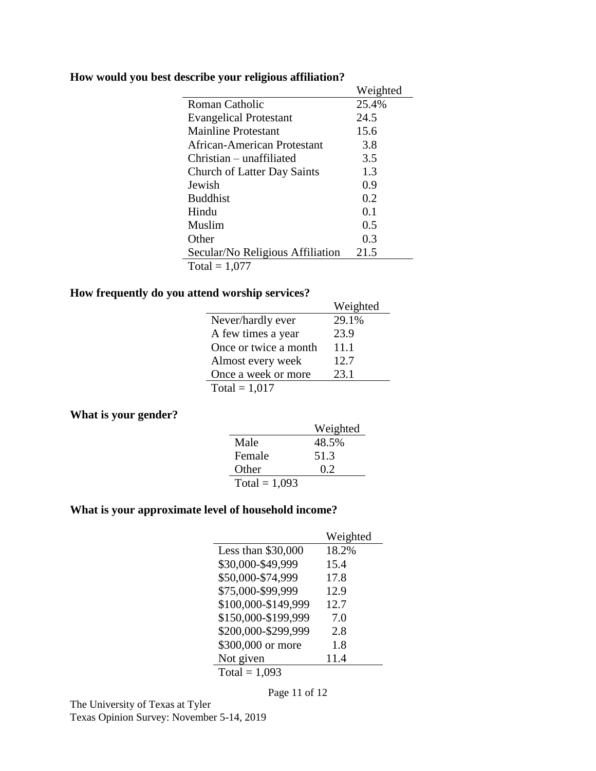**How would you best describe your religious affiliation?**

| | Weighted |
|---|---|
| Roman Catholic | 25.4% |
| Evangelical Protestant | 24.5 |
| Mainline Protestant | 15.6 |
| African-American Protestant | 3.8 |
| Christian – unaffiliated | 3.5 |
| Church of Latter Day Saints | 1.3 |
| Jewish | 0.9 |
| Buddhist | 0.2 |
| Hindu | 0.1 |
| Muslim | 0.5 |
| Other | 0.3 |
| Secular/No Religious Affiliation | 21.5 |

Total = 1,077

**How frequently do you attend worship services?**

| | Weighted |
|---|---|
| Never/hardly ever | 29.1% |
| A few times a year | 23.9 |
| Once or twice a month | 11.1 |
| Almost every week | 12.7 |
| Once a week or more | 23.1 |

Total = 1,017

**What is your gender?**

| | Weighted |
|---|---|
| Male | 48.5% |
| Female | 51.3 |
| Other | 0.2 |

Total = 1,093

**What is your approximate level of household income?**

| | Weighted |
|---|---|
| Less than $30,000 | 18.2% |
| $30,000-$49,999 | 15.4 |
| $50,000-$74,999 | 17.8 |
| $75,000-$99,999 | 12.9 |
| $100,000-$149,999 | 12.7 |
| $150,000-$199,999 | 7.0 |
| $200,000-$299,999 | 2.8 |
| $300,000 or more | 1.8 |
| Not given | 11.4 |

Total = 1,093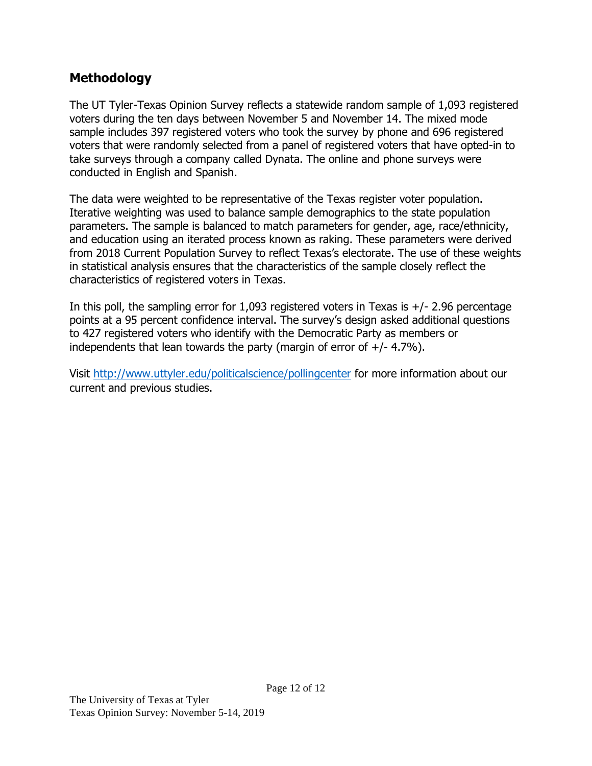## Methodology

The UT Tyler-Texas Opinion Survey reflects a statewide random sample of 1,093 registered voters during the ten days between November 5 and November 14. The mixed mode sample includes 397 registered voters who took the survey by phone and 696 registered voters that were randomly selected from a panel of registered voters that have opted-in to take surveys through a company called Dynata. The online and phone surveys were conducted in English and Spanish.

The data were weighted to be representative of the Texas register voter population. Iterative weighting was used to balance sample demographics to the state population parameters. The sample is balanced to match parameters for gender, age, race/ethnicity, and education using an iterated process known as raking. These parameters were derived from 2018 Current Population Survey to reflect Texas's electorate. The use of these weights in statistical analysis ensures that the characteristics of the sample closely reflect the characteristics of registered voters in Texas.

In this poll, the sampling error for 1,093 registered voters in Texas is +/- 2.96 percentage points at a 95 percent confidence interval. The survey's design asked additional questions to 427 registered voters who identify with the Democratic Party as members or independents that lean towards the party (margin of error of +/- 4.7%).

Visit [http://www.uttyler.edu/politicalscience/pollingcenter](http://www.uttyler.edu/politicalscience/pollingcenter) for more information about our current and previous studies.